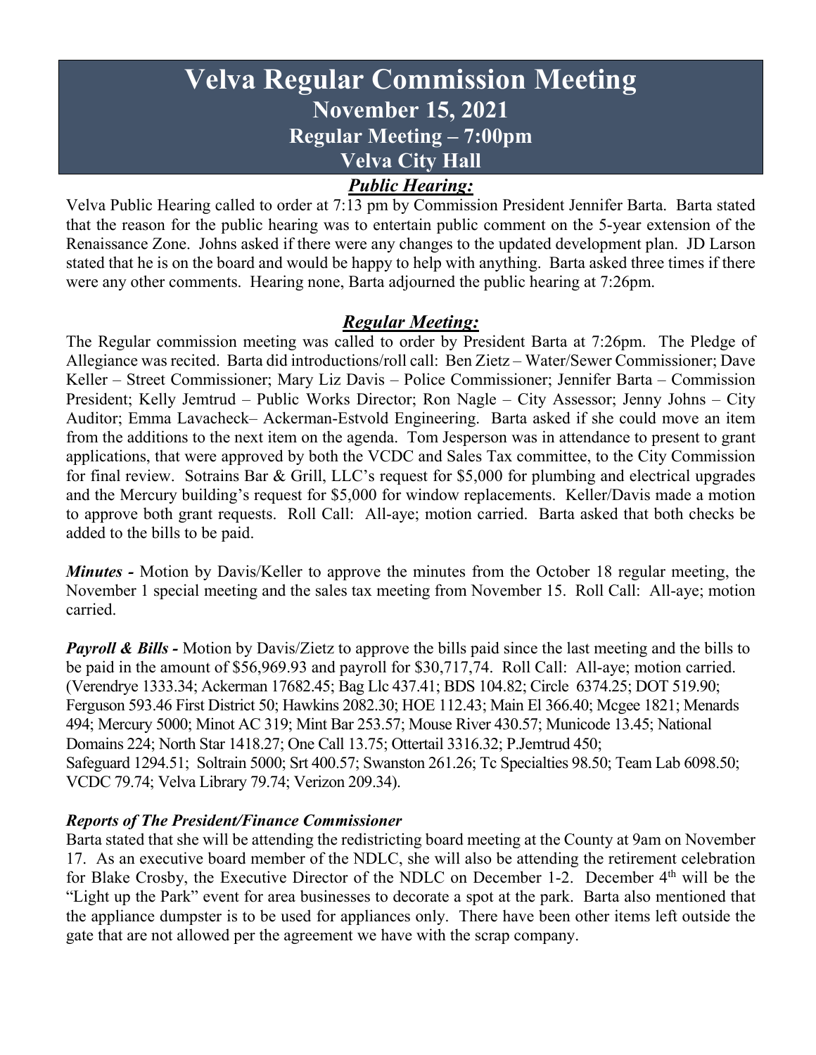# Velva Regular Commission Meeting
## November 15, 2021
## Regular Meeting – 7:00pm
## Velva City Hall

### *Public Hearing:*

Velva Public Hearing called to order at 7:13 pm by Commission President Jennifer Barta. Barta stated that the reason for the public hearing was to entertain public comment on the 5-year extension of the Renaissance Zone. Johns asked if there were any changes to the updated development plan. JD Larson stated that he is on the board and would be happy to help with anything. Barta asked three times if there were any other comments. Hearing none, Barta adjourned the public hearing at 7:26pm.

### *Regular Meeting:*

The Regular commission meeting was called to order by President Barta at 7:26pm. The Pledge of Allegiance was recited. Barta did introductions/roll call: Ben Zietz – Water/Sewer Commissioner; Dave Keller – Street Commissioner; Mary Liz Davis – Police Commissioner; Jennifer Barta – Commission President; Kelly Jemtrud – Public Works Director; Ron Nagle – City Assessor; Jenny Johns – City Auditor; Emma Lavacheck– Ackerman-Estvold Engineering. Barta asked if she could move an item from the additions to the next item on the agenda. Tom Jesperson was in attendance to present to grant applications, that were approved by both the VCDC and Sales Tax committee, to the City Commission for final review. Sotrains Bar & Grill, LLC's request for $5,000 for plumbing and electrical upgrades and the Mercury building's request for $5,000 for window replacements. Keller/Davis made a motion to approve both grant requests. Roll Call: All-aye; motion carried. Barta asked that both checks be added to the bills to be paid.

***Minutes -*** Motion by Davis/Keller to approve the minutes from the October 18 regular meeting, the November 1 special meeting and the sales tax meeting from November 15. Roll Call: All-aye; motion carried.

***Payroll & Bills -*** Motion by Davis/Zietz to approve the bills paid since the last meeting and the bills to be paid in the amount of $56,969.93 and payroll for $30,717,74. Roll Call: All-aye; motion carried. (Verendrye 1333.34; Ackerman 17682.45; Bag Llc 437.41; BDS 104.82; Circle 6374.25; DOT 519.90; Ferguson 593.46 First District 50; Hawkins 2082.30; HOE 112.43; Main El 366.40; Mcgee 1821; Menards 494; Mercury 5000; Minot AC 319; Mint Bar 253.57; Mouse River 430.57; Municode 13.45; National Domains 224; North Star 1418.27; One Call 13.75; Ottertail 3316.32; P.Jemtrud 450; Safeguard 1294.51; Soltrain 5000; Srt 400.57; Swanston 261.26; Tc Specialties 98.50; Team Lab 6098.50; VCDC 79.74; Velva Library 79.74; Verizon 209.34).

#### *Reports of The President/Finance Commissioner*

Barta stated that she will be attending the redistricting board meeting at the County at 9am on November 17. As an executive board member of the NDLC, she will also be attending the retirement celebration for Blake Crosby, the Executive Director of the NDLC on December 1-2. December 4th will be the "Light up the Park" event for area businesses to decorate a spot at the park. Barta also mentioned that the appliance dumpster is to be used for appliances only. There have been other items left outside the gate that are not allowed per the agreement we have with the scrap company.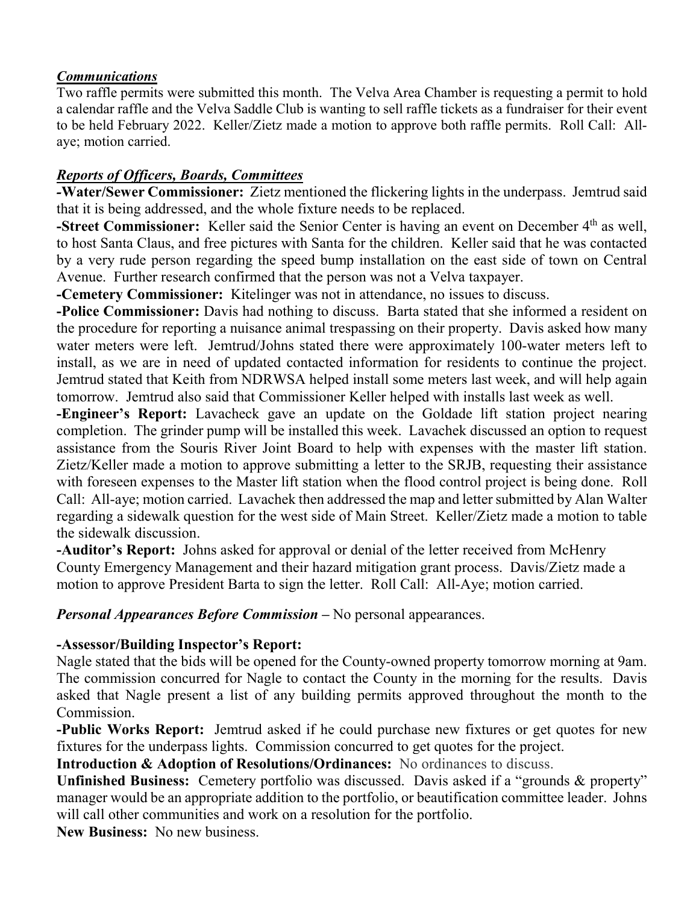***Communications***

Two raffle permits were submitted this month. The Velva Area Chamber is requesting a permit to hold a calendar raffle and the Velva Saddle Club is wanting to sell raffle tickets as a fundraiser for their event to be held February 2022. Keller/Zietz made a motion to approve both raffle permits. Roll Call: All-aye; motion carried.

***Reports of Officers, Boards, Committees***

**-Water/Sewer Commissioner:** Zietz mentioned the flickering lights in the underpass. Jemtrud said that it is being addressed, and the whole fixture needs to be replaced.

**-Street Commissioner:** Keller said the Senior Center is having an event on December 4th as well, to host Santa Claus, and free pictures with Santa for the children. Keller said that he was contacted by a very rude person regarding the speed bump installation on the east side of town on Central Avenue. Further research confirmed that the person was not a Velva taxpayer.

**-Cemetery Commissioner:** Kitelinger was not in attendance, no issues to discuss.

**-Police Commissioner:** Davis had nothing to discuss. Barta stated that she informed a resident on the procedure for reporting a nuisance animal trespassing on their property. Davis asked how many water meters were left. Jemtrud/Johns stated there were approximately 100-water meters left to install, as we are in need of updated contacted information for residents to continue the project. Jemtrud stated that Keith from NDRWSA helped install some meters last week, and will help again tomorrow. Jemtrud also said that Commissioner Keller helped with installs last week as well.

**-Engineer's Report:** Lavacheck gave an update on the Goldade lift station project nearing completion. The grinder pump will be installed this week. Lavachek discussed an option to request assistance from the Souris River Joint Board to help with expenses with the master lift station. Zietz/Keller made a motion to approve submitting a letter to the SRJB, requesting their assistance with foreseen expenses to the Master lift station when the flood control project is being done. Roll Call: All-aye; motion carried. Lavachek then addressed the map and letter submitted by Alan Walter regarding a sidewalk question for the west side of Main Street. Keller/Zietz made a motion to table the sidewalk discussion.

**-Auditor's Report:** Johns asked for approval or denial of the letter received from McHenry County Emergency Management and their hazard mitigation grant process. Davis/Zietz made a motion to approve President Barta to sign the letter. Roll Call: All-Aye; motion carried.

***Personal Appearances Before Commission*** **–** No personal appearances.

**-Assessor/Building Inspector's Report:**

Nagle stated that the bids will be opened for the County-owned property tomorrow morning at 9am. The commission concurred for Nagle to contact the County in the morning for the results. Davis asked that Nagle present a list of any building permits approved throughout the month to the Commission.

**-Public Works Report:** Jemtrud asked if he could purchase new fixtures or get quotes for new fixtures for the underpass lights. Commission concurred to get quotes for the project.

**Introduction & Adoption of Resolutions/Ordinances:** No ordinances to discuss.

**Unfinished Business:** Cemetery portfolio was discussed. Davis asked if a "grounds & property" manager would be an appropriate addition to the portfolio, or beautification committee leader. Johns will call other communities and work on a resolution for the portfolio.

**New Business:** No new business.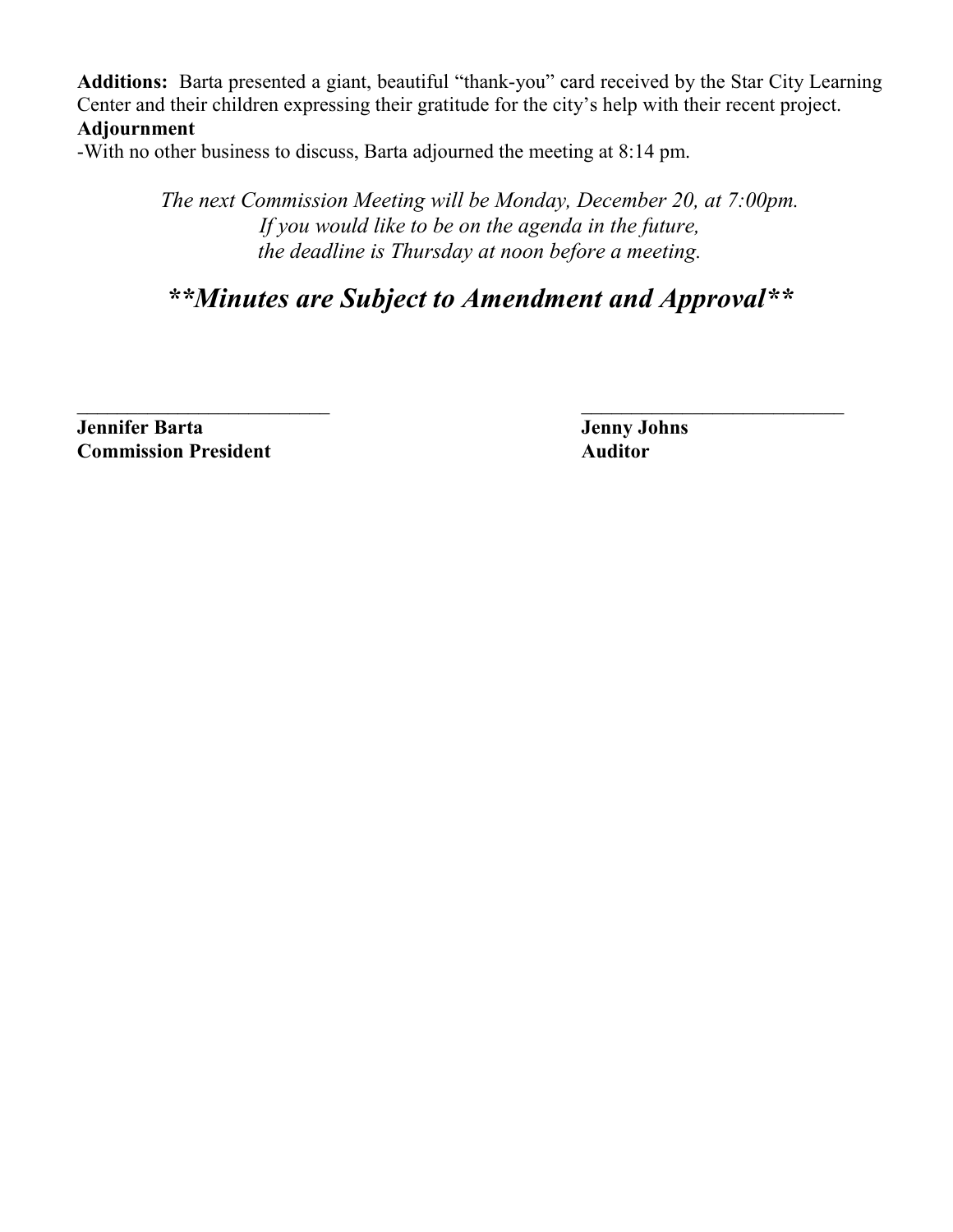**Additions:** Barta presented a giant, beautiful "thank-you" card received by the Star City Learning Center and their children expressing their gratitude for the city's help with their recent project.

**Adjournment**

-With no other business to discuss, Barta adjourned the meeting at 8:14 pm.

*The next Commission Meeting will be Monday, December 20, at 7:00pm.*
*If you would like to be on the agenda in the future,*
*the deadline is Thursday at noon before a meeting.*

## ***\*\*Minutes are Subject to Amendment and Approval\*\****

| | |
|---|---|
| \_\_\_\_\_\_\_\_\_\_\_\_\_\_\_\_\_\_\_\_\_\_\_\_\_\_ | \_\_\_\_\_\_\_\_\_\_\_\_\_\_\_\_\_\_\_\_\_\_\_\_\_\_ |
| **Jennifer Barta** | **Jenny Johns** |
| **Commission President** | **Auditor** |